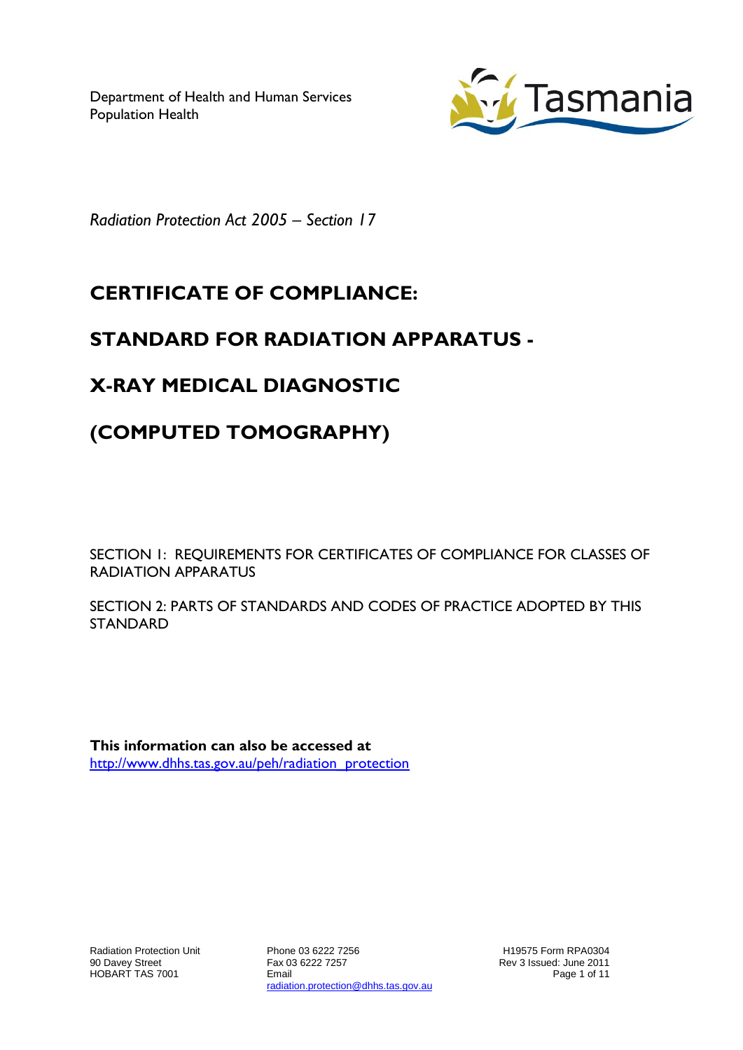Department of Health and Human Services
Population Health

*Radiation Protection Act 2005 – Section 17*

# CERTIFICATE OF COMPLIANCE:

# STANDARD FOR RADIATION APPARATUS -

# X-RAY MEDICAL DIAGNOSTIC

# (COMPUTED TOMOGRAPHY)

SECTION 1: REQUIREMENTS FOR CERTIFICATES OF COMPLIANCE FOR CLASSES OF RADIATION APPARATUS

SECTION 2: PARTS OF STANDARDS AND CODES OF PRACTICE ADOPTED BY THIS STANDARD

**This information can also be accessed at**
http://www.dhhs.tas.gov.au/peh/radiation_protection

Radiation Protection Unit
90 Davey Street
HOBART TAS 7001

Phone 03 6222 7256
Fax 03 6222 7257
Email
radiation.protection@dhhs.tas.gov.au

H19575 Form RPA0304
Rev 3 Issued: June 2011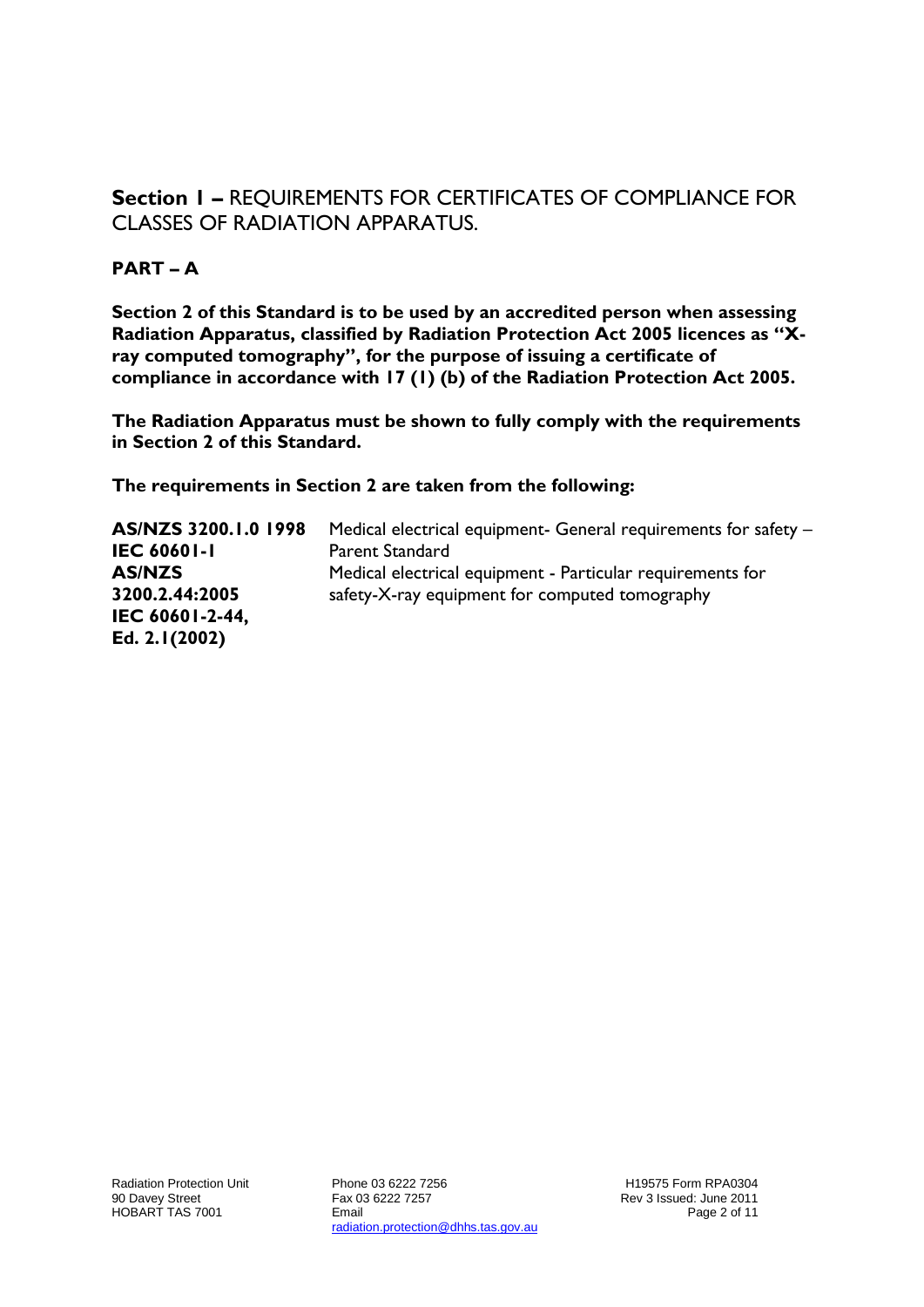## **Section 1 –** REQUIREMENTS FOR CERTIFICATES OF COMPLIANCE FOR CLASSES OF RADIATION APPARATUS.

### PART – A

**Section 2 of this Standard is to be used by an accredited person when assessing Radiation Apparatus, classified by Radiation Protection Act 2005 licences as "X-ray computed tomography", for the purpose of issuing a certificate of compliance in accordance with 17 (1) (b) of the Radiation Protection Act 2005.**

**The Radiation Apparatus must be shown to fully comply with the requirements in Section 2 of this Standard.**

**The requirements in Section 2 are taken from the following:**

| | |
|---|---|
| **AS/NZS 3200.1.0 1998 IEC 60601-1** | Medical electrical equipment- General requirements for safety – Parent Standard |
| **AS/NZS 3200.2.44:2005 IEC 60601-2-44, Ed. 2.1(2002)** | Medical electrical equipment - Particular requirements for safety-X-ray equipment for computed tomography |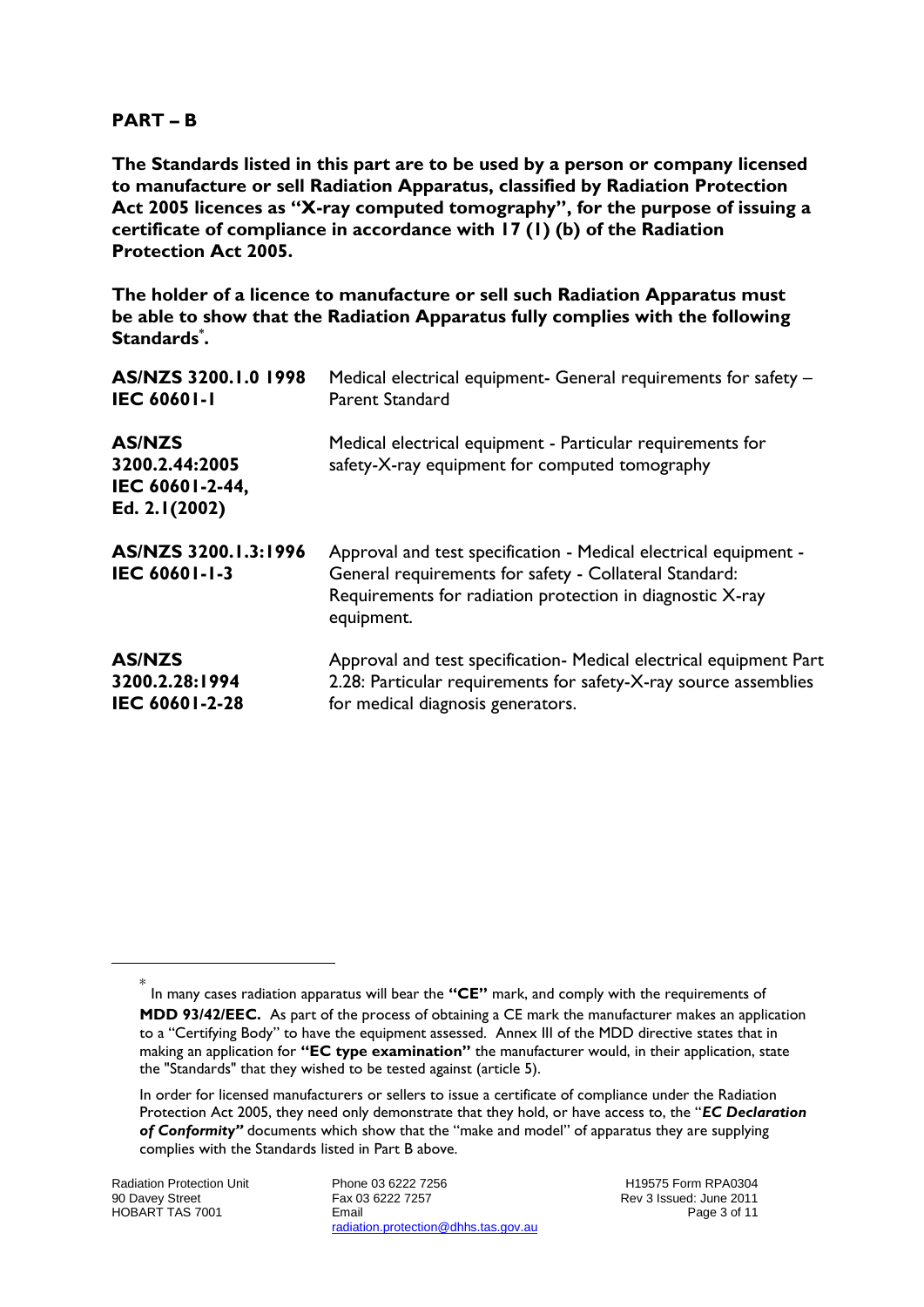**PART – B**

**The Standards listed in this part are to be used by a person or company licensed to manufacture or sell Radiation Apparatus, classified by Radiation Protection Act 2005 licences as "X-ray computed tomography", for the purpose of issuing a certificate of compliance in accordance with 17 (1) (b) of the Radiation Protection Act 2005.**

**The holder of a licence to manufacture or sell such Radiation Apparatus must be able to show that the Radiation Apparatus fully complies with the following Standards*.**

| | |
|---|---|
| **AS/NZS 3200.1.0 1998**<br>**IEC 60601-1** | Medical electrical equipment- General requirements for safety – Parent Standard |
| **AS/NZS 3200.2.44:2005**<br>**IEC 60601-2-44, Ed. 2.1(2002)** | Medical electrical equipment - Particular requirements for safety-X-ray equipment for computed tomography |
| **AS/NZS 3200.1.3:1996**<br>**IEC 60601-1-3** | Approval and test specification - Medical electrical equipment - General requirements for safety - Collateral Standard: Requirements for radiation protection in diagnostic X-ray equipment. |
| **AS/NZS 3200.2.28:1994**<br>**IEC 60601-2-28** | Approval and test specification- Medical electrical equipment Part 2.28: Particular requirements for safety-X-ray source assemblies for medical diagnosis generators. |

---

* In many cases radiation apparatus will bear the **"CE"** mark, and comply with the requirements of **MDD 93/42/EEC.** As part of the process of obtaining a CE mark the manufacturer makes an application to a "Certifying Body" to have the equipment assessed. Annex III of the MDD directive states that in making an application for **"EC type examination"** the manufacturer would, in their application, state the "Standards" that they wished to be tested against (article 5).

In order for licensed manufacturers or sellers to issue a certificate of compliance under the Radiation Protection Act 2005, they need only demonstrate that they hold, or have access to, the "***EC Declaration of Conformity"*** documents which show that the "make and model" of apparatus they are supplying complies with the Standards listed in Part B above.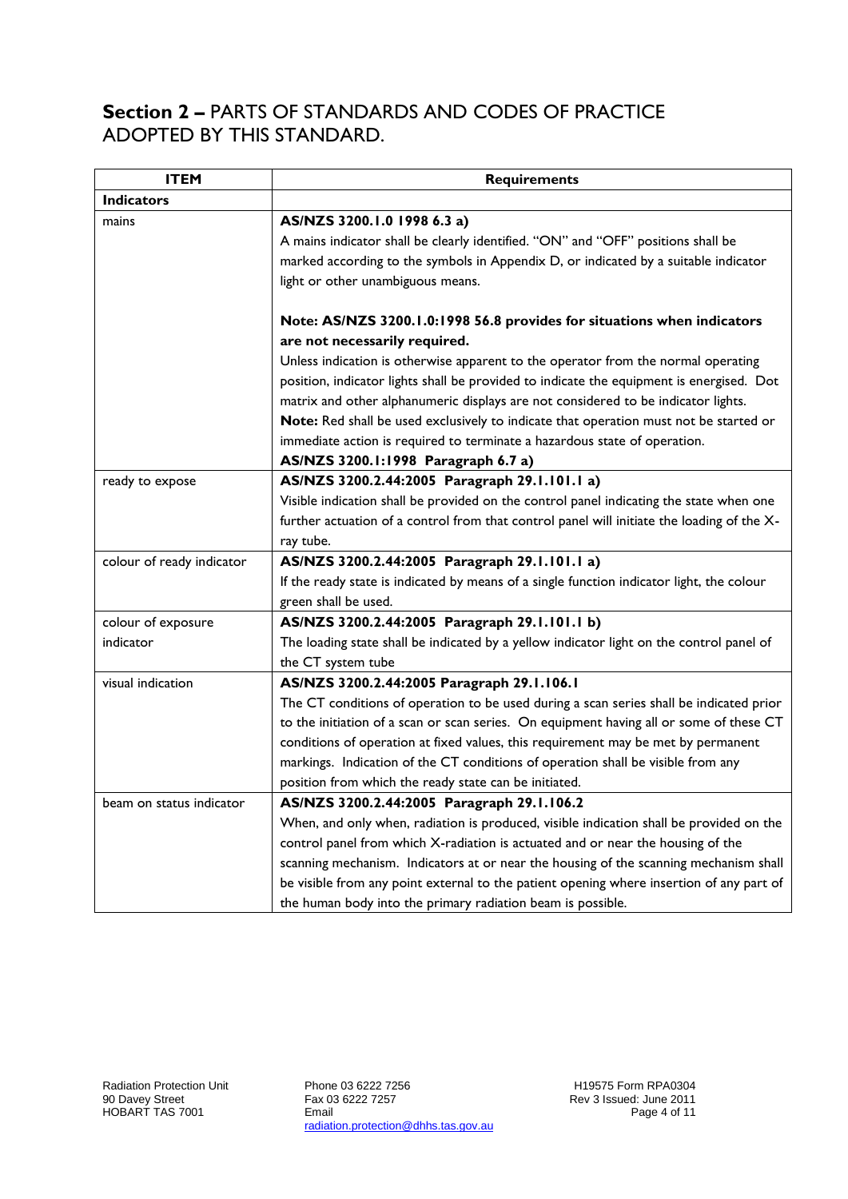## **Section 2 –** PARTS OF STANDARDS AND CODES OF PRACTICE ADOPTED BY THIS STANDARD.

| ITEM | Requirements |
|---|---|
| **Indicators** | |
| mains | **AS/NZS 3200.1.0 1998 6.3 a)**<br>A mains indicator shall be clearly identified. "ON" and "OFF" positions shall be marked according to the symbols in Appendix D, or indicated by a suitable indicator light or other unambiguous means.<br><br>**Note: AS/NZS 3200.1.0:1998 56.8 provides for situations when indicators are not necessarily required.**<br>Unless indication is otherwise apparent to the operator from the normal operating position, indicator lights shall be provided to indicate the equipment is energised. Dot matrix and other alphanumeric displays are not considered to be indicator lights.<br>**Note:** Red shall be used exclusively to indicate that operation must not be started or immediate action is required to terminate a hazardous state of operation.<br>**AS/NZS 3200.1:1998 Paragraph 6.7 a)** |
| ready to expose | **AS/NZS 3200.2.44:2005 Paragraph 29.1.101.1 a)**<br>Visible indication shall be provided on the control panel indicating the state when one further actuation of a control from that control panel will initiate the loading of the X-ray tube. |
| colour of ready indicator | **AS/NZS 3200.2.44:2005 Paragraph 29.1.101.1 a)**<br>If the ready state is indicated by means of a single function indicator light, the colour green shall be used. |
| colour of exposure indicator | **AS/NZS 3200.2.44:2005 Paragraph 29.1.101.1 b)**<br>The loading state shall be indicated by a yellow indicator light on the control panel of the CT system tube |
| visual indication | **AS/NZS 3200.2.44:2005 Paragraph 29.1.106.1**<br>The CT conditions of operation to be used during a scan series shall be indicated prior to the initiation of a scan or scan series. On equipment having all or some of these CT conditions of operation at fixed values, this requirement may be met by permanent markings. Indication of the CT conditions of operation shall be visible from any position from which the ready state can be initiated. |
| beam on status indicator | **AS/NZS 3200.2.44:2005 Paragraph 29.1.106.2**<br>When, and only when, radiation is produced, visible indication shall be provided on the control panel from which X-radiation is actuated and or near the housing of the scanning mechanism. Indicators at or near the housing of the scanning mechanism shall be visible from any point external to the patient opening where insertion of any part of the human body into the primary radiation beam is possible. |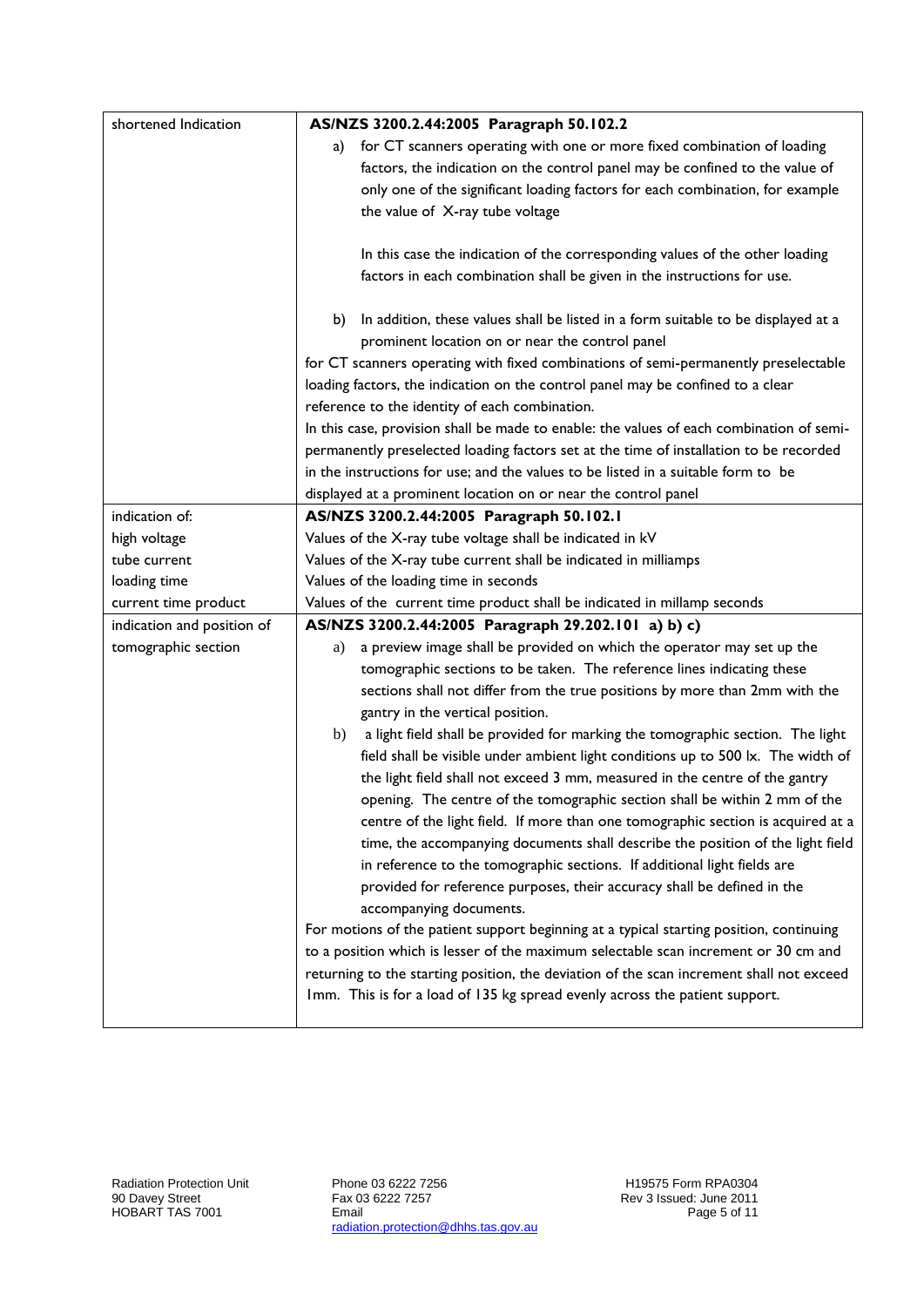| | |
|---|---|
| shortened Indication | **AS/NZS 3200.2.44:2005 Paragraph 50.102.2**<br>a) for CT scanners operating with one or more fixed combination of loading factors, the indication on the control panel may be confined to the value of only one of the significant loading factors for each combination, for example the value of X-ray tube voltage<br><br>In this case the indication of the corresponding values of the other loading factors in each combination shall be given in the instructions for use.<br><br>b) In addition, these values shall be listed in a form suitable to be displayed at a prominent location on or near the control panel<br>for CT scanners operating with fixed combinations of semi-permanently preselectable loading factors, the indication on the control panel may be confined to a clear reference to the identity of each combination.<br>In this case, provision shall be made to enable: the values of each combination of semi-permanently preselected loading factors set at the time of installation to be recorded in the instructions for use; and the values to be listed in a suitable form to be displayed at a prominent location on or near the control panel |
| indication of:<br>high voltage<br>tube current<br>loading time<br>current time product | **AS/NZS 3200.2.44:2005 Paragraph 50.102.1**<br>Values of the X-ray tube voltage shall be indicated in kV<br>Values of the X-ray tube current shall be indicated in milliamps<br>Values of the loading time in seconds<br>Values of the current time product shall be indicated in millamp seconds |
| indication and position of tomographic section | **AS/NZS 3200.2.44:2005 Paragraph 29.202.101 a) b) c)**<br>a) a preview image shall be provided on which the operator may set up the tomographic sections to be taken. The reference lines indicating these sections shall not differ from the true positions by more than 2mm with the gantry in the vertical position.<br>b) a light field shall be provided for marking the tomographic section. The light field shall be visible under ambient light conditions up to 500 lx. The width of the light field shall not exceed 3 mm, measured in the centre of the gantry opening. The centre of the tomographic section shall be within 2 mm of the centre of the light field. If more than one tomographic section is acquired at a time, the accompanying documents shall describe the position of the light field in reference to the tomographic sections. If additional light fields are provided for reference purposes, their accuracy shall be defined in the accompanying documents.<br>For motions of the patient support beginning at a typical starting position, continuing to a position which is lesser of the maximum selectable scan increment or 30 cm and returning to the starting position, the deviation of the scan increment shall not exceed 1mm. This is for a load of 135 kg spread evenly across the patient support. |

Radiation Protection Unit
90 Davey Street
HOBART TAS 7001

Phone 03 6222 7256
Fax 03 6222 7257
Email
radiation.protection@dhhs.tas.gov.au

H19575 Form RPA0304
Rev 3 Issued: June 2011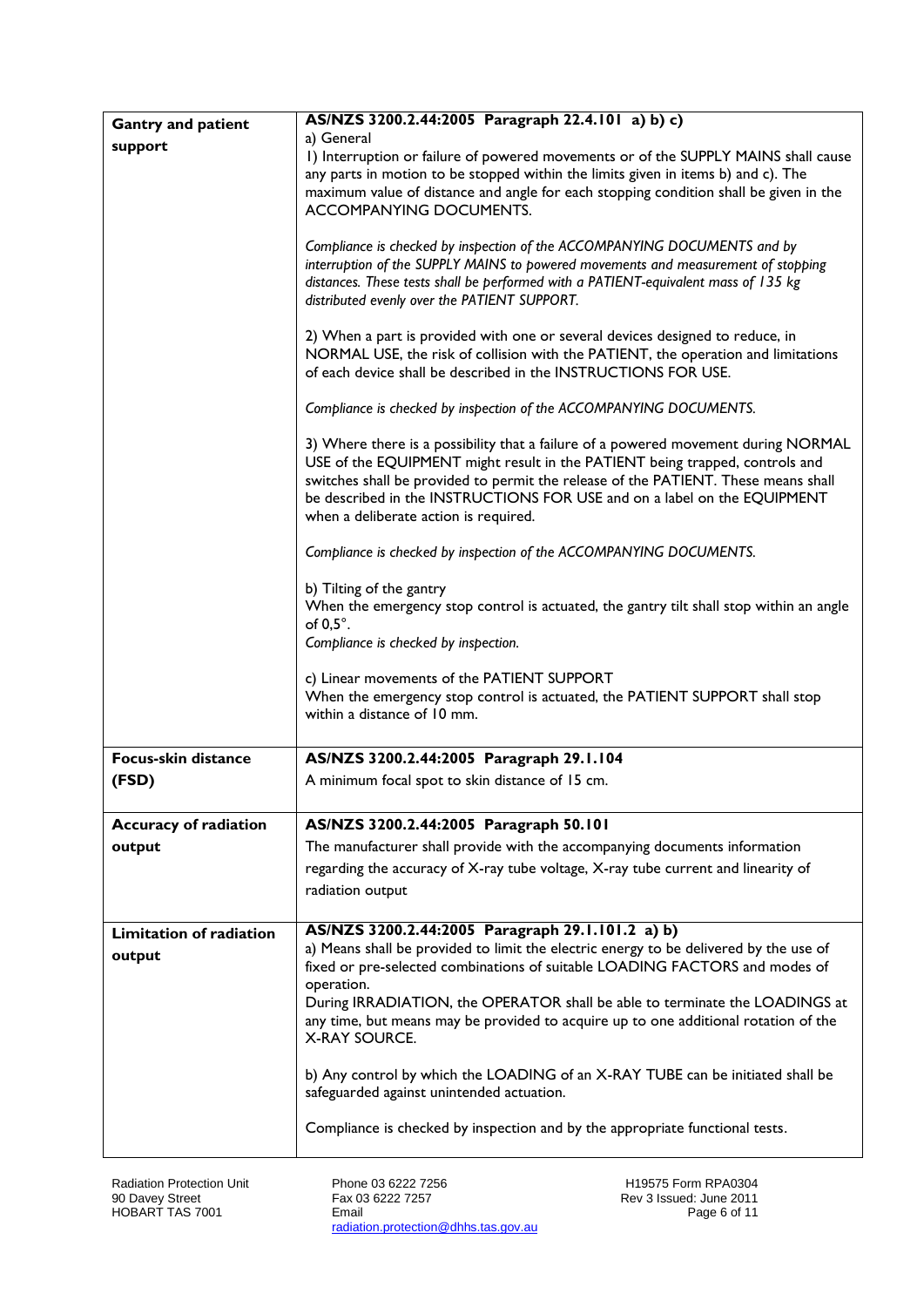| | |
|---|---|
| **Gantry and patient support** | **AS/NZS 3200.2.44:2005 Paragraph 22.4.101 a) b) c)**<br>a) General<br>1) Interruption or failure of powered movements or of the SUPPLY MAINS shall cause any parts in motion to be stopped within the limits given in items b) and c). The maximum value of distance and angle for each stopping condition shall be given in the ACCOMPANYING DOCUMENTS.<br><br>*Compliance is checked by inspection of the ACCOMPANYING DOCUMENTS and by interruption of the SUPPLY MAINS to powered movements and measurement of stopping distances. These tests shall be performed with a PATIENT-equivalent mass of 135 kg distributed evenly over the PATIENT SUPPORT.*<br><br>2) When a part is provided with one or several devices designed to reduce, in NORMAL USE, the risk of collision with the PATIENT, the operation and limitations of each device shall be described in the INSTRUCTIONS FOR USE.<br><br>*Compliance is checked by inspection of the ACCOMPANYING DOCUMENTS.*<br><br>3) Where there is a possibility that a failure of a powered movement during NORMAL USE of the EQUIPMENT might result in the PATIENT being trapped, controls and switches shall be provided to permit the release of the PATIENT. These means shall be described in the INSTRUCTIONS FOR USE and on a label on the EQUIPMENT when a deliberate action is required.<br><br>*Compliance is checked by inspection of the ACCOMPANYING DOCUMENTS.*<br><br>b) Tilting of the gantry<br>When the emergency stop control is actuated, the gantry tilt shall stop within an angle of 0,5°.<br>*Compliance is checked by inspection.*<br><br>c) Linear movements of the PATIENT SUPPORT<br>When the emergency stop control is actuated, the PATIENT SUPPORT shall stop within a distance of 10 mm. |
| **Focus-skin distance (FSD)** | **AS/NZS 3200.2.44:2005 Paragraph 29.1.104**<br>A minimum focal spot to skin distance of 15 cm. |
| **Accuracy of radiation output** | **AS/NZS 3200.2.44:2005 Paragraph 50.101**<br>The manufacturer shall provide with the accompanying documents information regarding the accuracy of X-ray tube voltage, X-ray tube current and linearity of radiation output |
| **Limitation of radiation output** | **AS/NZS 3200.2.44:2005 Paragraph 29.1.101.2 a) b)**<br>a) Means shall be provided to limit the electric energy to be delivered by the use of fixed or pre-selected combinations of suitable LOADING FACTORS and modes of operation.<br>During IRRADIATION, the OPERATOR shall be able to terminate the LOADINGS at any time, but means may be provided to acquire up to one additional rotation of the X-RAY SOURCE.<br><br>b) Any control by which the LOADING of an X-RAY TUBE can be initiated shall be safeguarded against unintended actuation.<br><br>Compliance is checked by inspection and by the appropriate functional tests. |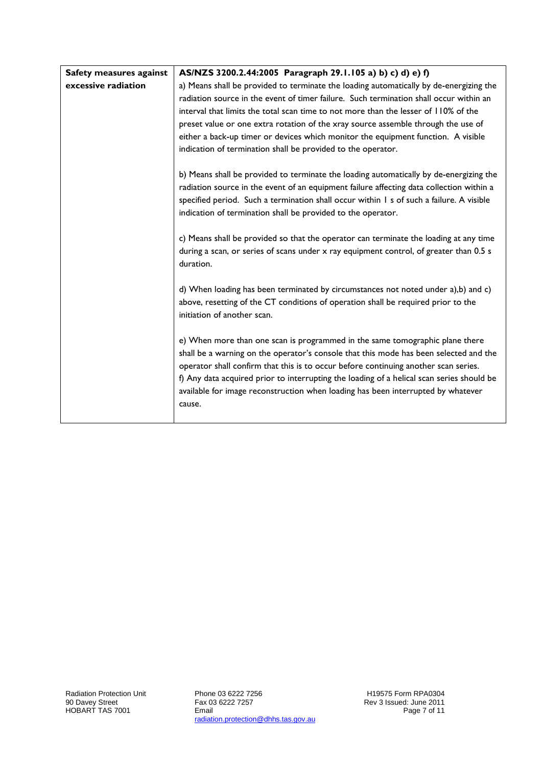| Safety measures against excessive radiation | AS/NZS 3200.2.44:2005 Paragraph 29.1.105 a) b) c) d) e) f) |
|---|---|
| | a) Means shall be provided to terminate the loading automatically by de-energizing the radiation source in the event of timer failure. Such termination shall occur within an interval that limits the total scan time to not more than the lesser of 110% of the preset value or one extra rotation of the xray source assemble through the use of either a back-up timer or devices which monitor the equipment function. A visible indication of termination shall be provided to the operator.<br><br>b) Means shall be provided to terminate the loading automatically by de-energizing the radiation source in the event of an equipment failure affecting data collection within a specified period. Such a termination shall occur within 1 s of such a failure. A visible indication of termination shall be provided to the operator.<br><br>c) Means shall be provided so that the operator can terminate the loading at any time during a scan, or series of scans under x ray equipment control, of greater than 0.5 s duration.<br><br>d) When loading has been terminated by circumstances not noted under a),b) and c) above, resetting of the CT conditions of operation shall be required prior to the initiation of another scan.<br><br>e) When more than one scan is programmed in the same tomographic plane there shall be a warning on the operator's console that this mode has been selected and the operator shall confirm that this is to occur before continuing another scan series.<br>f) Any data acquired prior to interrupting the loading of a helical scan series should be available for image reconstruction when loading has been interrupted by whatever cause. |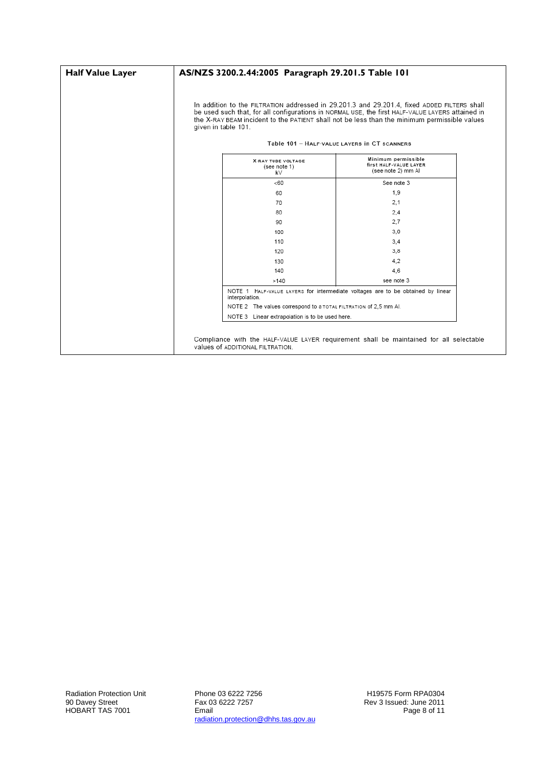**Half Value Layer**

**AS/NZS 3200.2.44:2005 Paragraph 29.201.5 Table 101**

In addition to the FILTRATION addressed in 29.201.3 and 29.201.4, fixed ADDED FILTERS shall be used such that, for all configurations in NORMAL USE, the first HALF-VALUE LAYERS attained in the X-RAY BEAM incident to the PATIENT shall not be less than the minimum permissible values given in table 101.

Table 101 – HALF-VALUE LAYERS in CT SCANNERS

| X-RAY TUBE VOLTAGE (see note 1) kV | Minimum permissible first HALF-VALUE LAYER (see note 2) mm Al |
|---|---|
| <60 | See note 3 |
| 60 | 1,9 |
| 70 | 2,1 |
| 80 | 2,4 |
| 90 | 2,7 |
| 100 | 3,0 |
| 110 | 3,4 |
| 120 | 3,8 |
| 130 | 4,2 |
| 140 | 4,6 |
| >140 | see note 3 |

NOTE 1 HALF-VALUE LAYERS for intermediate voltages are to be obtained by linear interpolation.

NOTE 2 The values correspond to a TOTAL FILTRATION of 2,5 mm Al.

NOTE 3 Linear extrapolation is to be used here.

Compliance with the HALF-VALUE LAYER requirement shall be maintained for all selectable values of ADDITIONAL FILTRATION.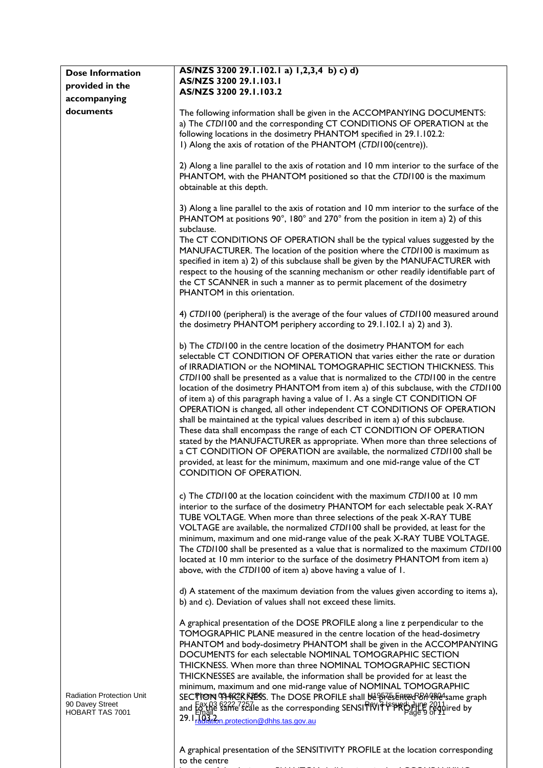| | |
|---|---|
| **Dose Information provided in the accompanying documents** | **AS/NZS 3200 29.1.102.1 a) 1,2,3,4 b) c) d)**<br>**AS/NZS 3200 29.1.103.1**<br>**AS/NZS 3200 29.1.103.2**<br><br>The following information shall be given in the ACCOMPANYING DOCUMENTS:<br>a) The *CTDI*100 and the corresponding CT CONDITIONS OF OPERATION at the following locations in the dosimetry PHANTOM specified in 29.1.102.2:<br>1) Along the axis of rotation of the PHANTOM (*CTDI*100(centre)).<br><br>2) Along a line parallel to the axis of rotation and 10 mm interior to the surface of the PHANTOM, with the PHANTOM positioned so that the *CTDI*100 is the maximum obtainable at this depth.<br><br>3) Along a line parallel to the axis of rotation and 10 mm interior to the surface of the PHANTOM at positions 90°, 180° and 270° from the position in item a) 2) of this subclause.<br>The CT CONDITIONS OF OPERATION shall be the typical values suggested by the MANUFACTURER. The location of the position where the *CTDI*100 is maximum as specified in item a) 2) of this subclause shall be given by the MANUFACTURER with respect to the housing of the scanning mechanism or other readily identifiable part of the CT SCANNER in such a manner as to permit placement of the dosimetry PHANTOM in this orientation.<br><br>4) *CTDI*100 (peripheral) is the average of the four values of *CTDI*100 measured around the dosimetry PHANTOM periphery according to 29.1.102.1 a) 2) and 3).<br><br>b) The *CTDI*100 in the centre location of the dosimetry PHANTOM for each selectable CT CONDITION OF OPERATION that varies either the rate or duration of IRRADIATION or the NOMINAL TOMOGRAPHIC SECTION THICKNESS. This *CTDI*100 shall be presented as a value that is normalized to the *CTDI*100 in the centre location of the dosimetry PHANTOM from item a) of this subclause, with the *CTDI*100 of item a) of this paragraph having a value of 1. As a single CT CONDITION OF OPERATION is changed, all other independent CT CONDITIONS OF OPERATION shall be maintained at the typical values described in item a) of this subclause.<br>These data shall encompass the range of each CT CONDITION OF OPERATION stated by the MANUFACTURER as appropriate. When more than three selections of a CT CONDITION OF OPERATION are available, the normalized *CTDI*100 shall be provided, at least for the minimum, maximum and one mid-range value of the CT CONDITION OF OPERATION.<br><br>c) The *CTDI*100 at the location coincident with the maximum *CTDI*100 at 10 mm interior to the surface of the dosimetry PHANTOM for each selectable peak X-RAY TUBE VOLTAGE. When more than three selections of the peak X-RAY TUBE VOLTAGE are available, the normalized *CTDI*100 shall be provided, at least for the minimum, maximum and one mid-range value of the peak X-RAY TUBE VOLTAGE. The *CTDI*100 shall be presented as a value that is normalized to the maximum *CTDI*100 located at 10 mm interior to the surface of the dosimetry PHANTOM from item a) above, with the *CTDI*100 of item a) above having a value of 1.<br><br>d) A statement of the maximum deviation from the values given according to items a), b) and c). Deviation of values shall not exceed these limits.<br><br>A graphical presentation of the DOSE PROFILE along a line z perpendicular to the TOMOGRAPHIC PLANE measured in the centre location of the head-dosimetry PHANTOM and body-dosimetry PHANTOM shall be given in the ACCOMPANYING DOCUMENTS for each selectable NOMINAL TOMOGRAPHIC SECTION THICKNESS. When more than three NOMINAL TOMOGRAPHIC SECTION THICKNESSES are available, the information shall be provided for at least the minimum, maximum and one mid-range value of NOMINAL TOMOGRAPHIC SECTION THICKNESS. The DOSE PROFILE shall be presented on the same graph and to the same scale as the corresponding SENSITIVITY PROFILE required by 29.1.103.2.<br><br>A graphical presentation of the SENSITIVITY PROFILE at the location corresponding to the centre |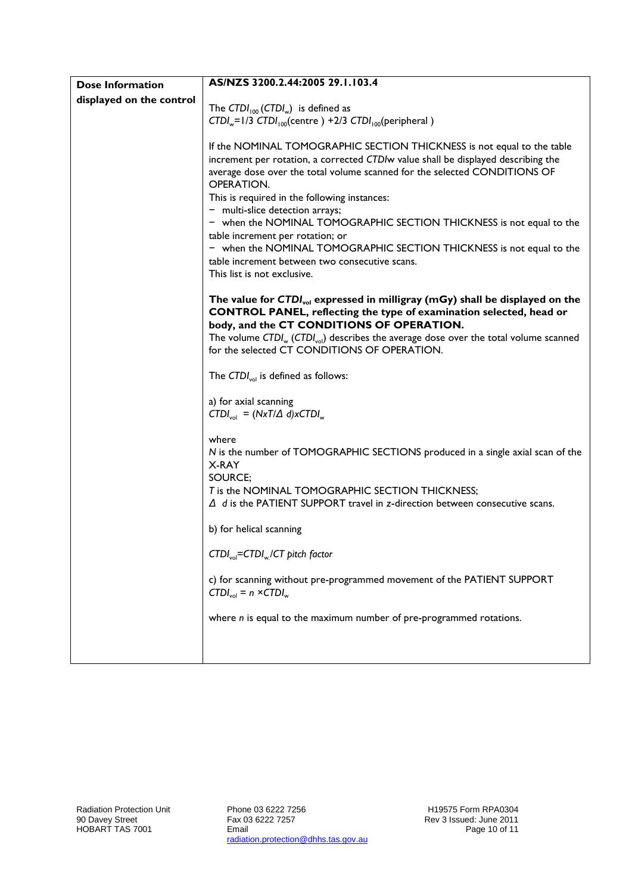| Dose Information displayed on the control | AS/NZS 3200.2.44:2005 29.1.103.4 |
|---|---|
| | The $CTDI_{100}$ ($CTDI_w$) is defined as<br>$CTDI_w$=1/3 $CTDI_{100}$(centre ) +2/3 $CTDI_{100}$(peripheral )<br><br>If the NOMINAL TOMOGRAPHIC SECTION THICKNESS is not equal to the table increment per rotation, a corrected *CTDIw* value shall be displayed describing the average dose over the total volume scanned for the selected CONDITIONS OF OPERATION.<br>This is required in the following instances:<br>− multi-slice detection arrays;<br>− when the NOMINAL TOMOGRAPHIC SECTION THICKNESS is not equal to the table increment per rotation; or<br>− when the NOMINAL TOMOGRAPHIC SECTION THICKNESS is not equal to the table increment between two consecutive scans.<br>This list is not exclusive.<br><br>**The value for $CTDI_{vol}$ expressed in milligray (mGy) shall be displayed on the CONTROL PANEL, reflecting the type of examination selected, head or body, and the CT CONDITIONS OF OPERATION.**<br>The volume $CTDI_w$ ($CTDI_{vol}$) describes the average dose over the total volume scanned for the selected CT CONDITIONS OF OPERATION.<br><br>The $CTDI_{vol}$ is defined as follows:<br><br>a) for axial scanning<br>$CTDI_{vol} = (NxT/\Delta\ d)xCTDI_w$<br><br>where<br>*N* is the number of TOMOGRAPHIC SECTIONS produced in a single axial scan of the X-RAY<br>SOURCE;<br>*T* is the NOMINAL TOMOGRAPHIC SECTION THICKNESS;<br>$\Delta\ d$ is the PATIENT SUPPORT travel in z-direction between consecutive scans.<br><br>b) for helical scanning<br><br>$CTDI_{vol}=CTDI_w/CT\ pitch\ factor$<br><br>c) for scanning without pre-programmed movement of the PATIENT SUPPORT<br>$CTDI_{vol} = n \times CTDI_w$<br><br>where *n* is equal to the maximum number of pre-programmed rotations. |

Radiation Protection Unit
90 Davey Street
HOBART TAS 7001

Phone 03 6222 7256
Fax 03 6222 7257
Email
radiation.protection@dhhs.tas.gov.au

H19575 Form RPA0304
Rev 3 Issued: June 2011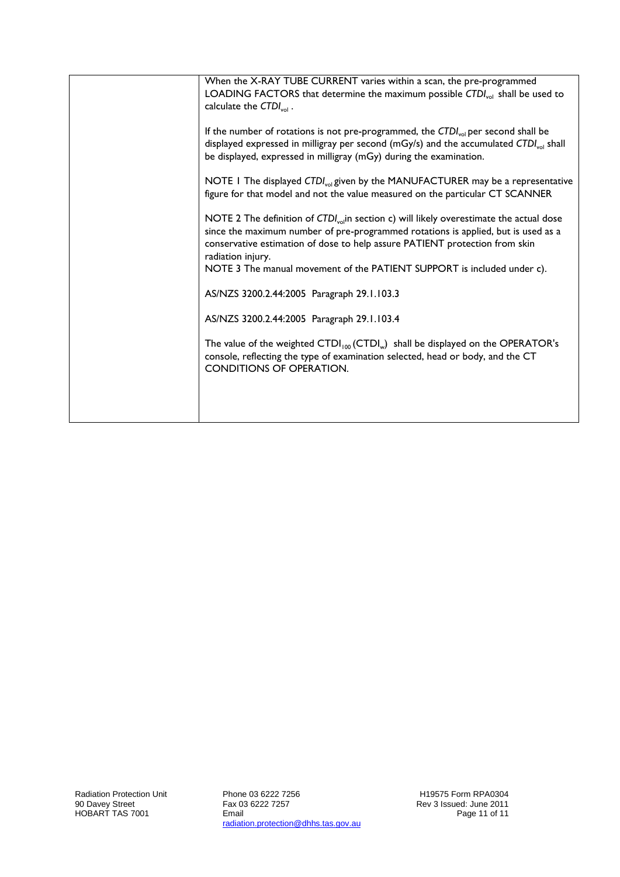| | |
|---|---|
| | When the X-RAY TUBE CURRENT varies within a scan, the pre-programmed LOADING FACTORS that determine the maximum possible *$CTDI_{vol}$* shall be used to calculate the *$CTDI_{vol}$* .<br><br>If the number of rotations is not pre-programmed, the *$CTDI_{vol}$* per second shall be displayed expressed in milligray per second (mGy/s) and the accumulated *$CTDI_{vol}$* shall be displayed, expressed in milligray (mGy) during the examination.<br><br>NOTE 1 The displayed *$CTDI_{vol}$* given by the MANUFACTURER may be a representative figure for that model and not the value measured on the particular CT SCANNER<br><br>NOTE 2 The definition of *$CTDI_{vol}$* in section c) will likely overestimate the actual dose since the maximum number of pre-programmed rotations is applied, but is used as a conservative estimation of dose to help assure PATIENT protection from skin radiation injury.<br>NOTE 3 The manual movement of the PATIENT SUPPORT is included under c).<br><br>AS/NZS 3200.2.44:2005 Paragraph 29.1.103.3<br><br>AS/NZS 3200.2.44:2005 Paragraph 29.1.103.4<br><br>The value of the weighted $CTDI_{100}$ ($CTDI_w$) shall be displayed on the OPERATOR's console, reflecting the type of examination selected, head or body, and the CT CONDITIONS OF OPERATION. |